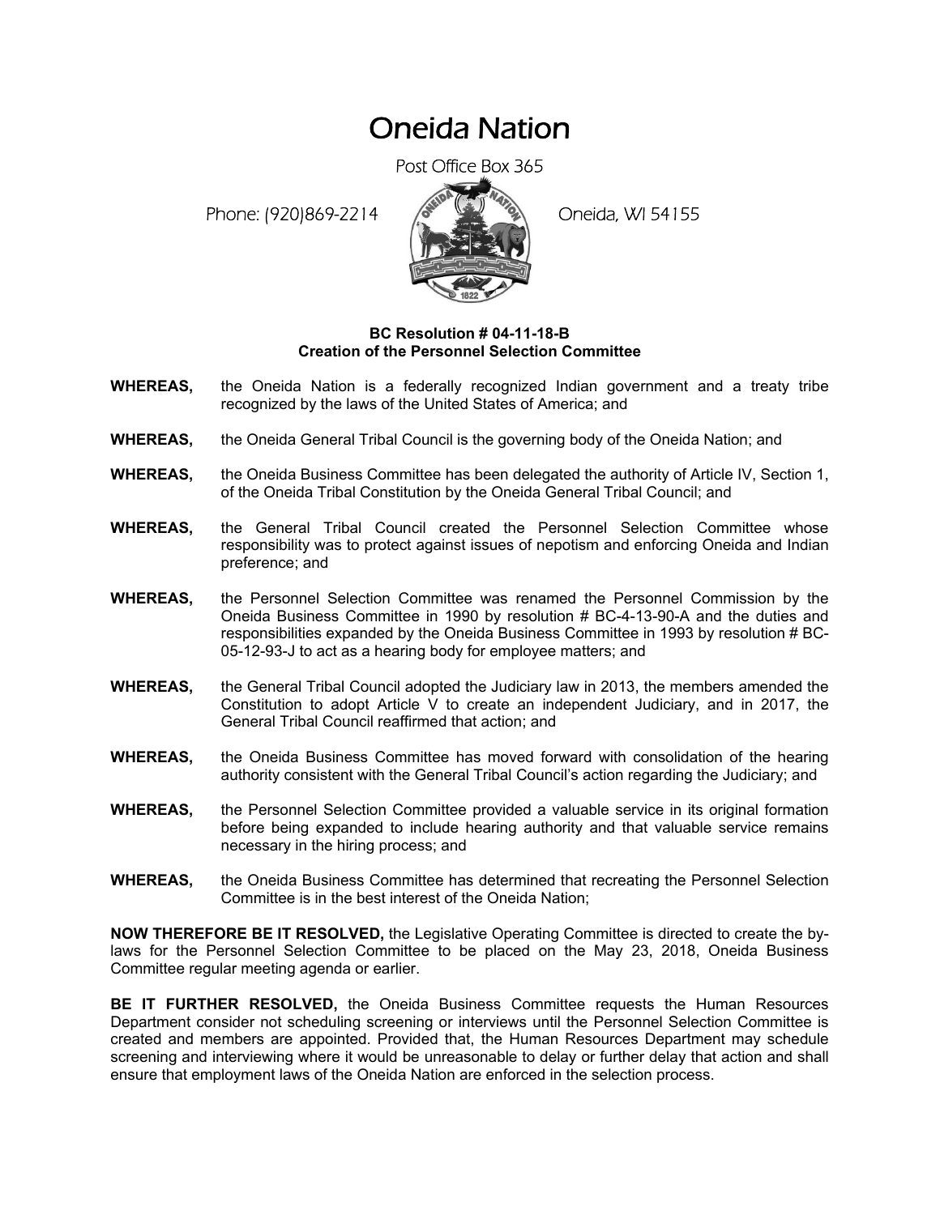# Oneida Nation

Post Office Box 365

Phone: (920)869-2214 Oneida, WI 54155

**BC Resolution # 04-11-18-B**
**Creation of the Personnel Selection Committee**

**WHEREAS,** the Oneida Nation is a federally recognized Indian government and a treaty tribe recognized by the laws of the United States of America; and

**WHEREAS,** the Oneida General Tribal Council is the governing body of the Oneida Nation; and

**WHEREAS,** the Oneida Business Committee has been delegated the authority of Article IV, Section 1, of the Oneida Tribal Constitution by the Oneida General Tribal Council; and

**WHEREAS,** the General Tribal Council created the Personnel Selection Committee whose responsibility was to protect against issues of nepotism and enforcing Oneida and Indian preference; and

**WHEREAS,** the Personnel Selection Committee was renamed the Personnel Commission by the Oneida Business Committee in 1990 by resolution # BC-4-13-90-A and the duties and responsibilities expanded by the Oneida Business Committee in 1993 by resolution # BC-05-12-93-J to act as a hearing body for employee matters; and

**WHEREAS,** the General Tribal Council adopted the Judiciary law in 2013, the members amended the Constitution to adopt Article V to create an independent Judiciary, and in 2017, the General Tribal Council reaffirmed that action; and

**WHEREAS,** the Oneida Business Committee has moved forward with consolidation of the hearing authority consistent with the General Tribal Council's action regarding the Judiciary; and

**WHEREAS,** the Personnel Selection Committee provided a valuable service in its original formation before being expanded to include hearing authority and that valuable service remains necessary in the hiring process; and

**WHEREAS,** the Oneida Business Committee has determined that recreating the Personnel Selection Committee is in the best interest of the Oneida Nation;

**NOW THEREFORE BE IT RESOLVED,** the Legislative Operating Committee is directed to create the by-laws for the Personnel Selection Committee to be placed on the May 23, 2018, Oneida Business Committee regular meeting agenda or earlier.

**BE IT FURTHER RESOLVED,** the Oneida Business Committee requests the Human Resources Department consider not scheduling screening or interviews until the Personnel Selection Committee is created and members are appointed. Provided that, the Human Resources Department may schedule screening and interviewing where it would be unreasonable to delay or further delay that action and shall ensure that employment laws of the Oneida Nation are enforced in the selection process.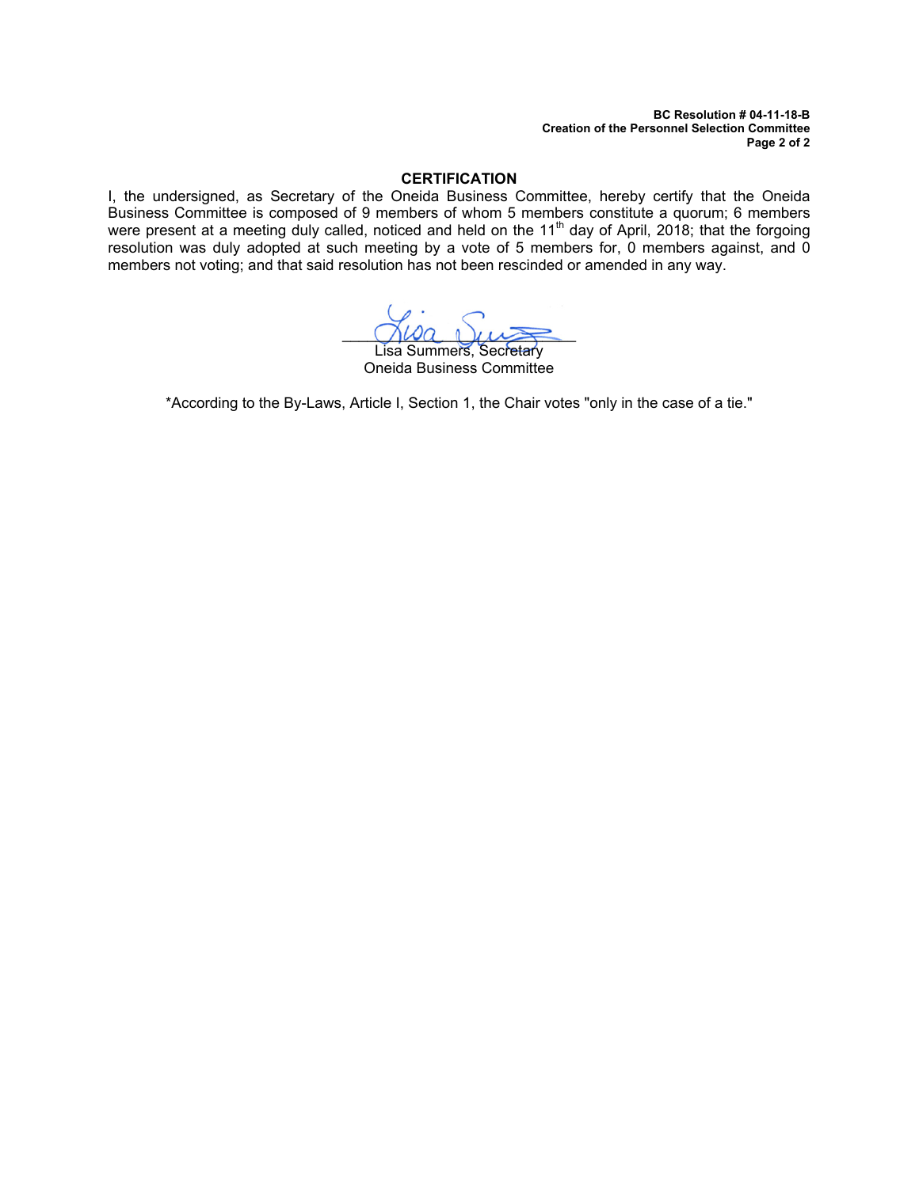## CERTIFICATION

I, the undersigned, as Secretary of the Oneida Business Committee, hereby certify that the Oneida Business Committee is composed of 9 members of whom 5 members constitute a quorum; 6 members were present at a meeting duly called, noticed and held on the 11th day of April, 2018; that the forgoing resolution was duly adopted at such meeting by a vote of 5 members for, 0 members against, and 0 members not voting; and that said resolution has not been rescinded or amended in any way.

Lisa Summers, Secretary
Oneida Business Committee

*According to the By-Laws, Article I, Section 1, the Chair votes "only in the case of a tie."